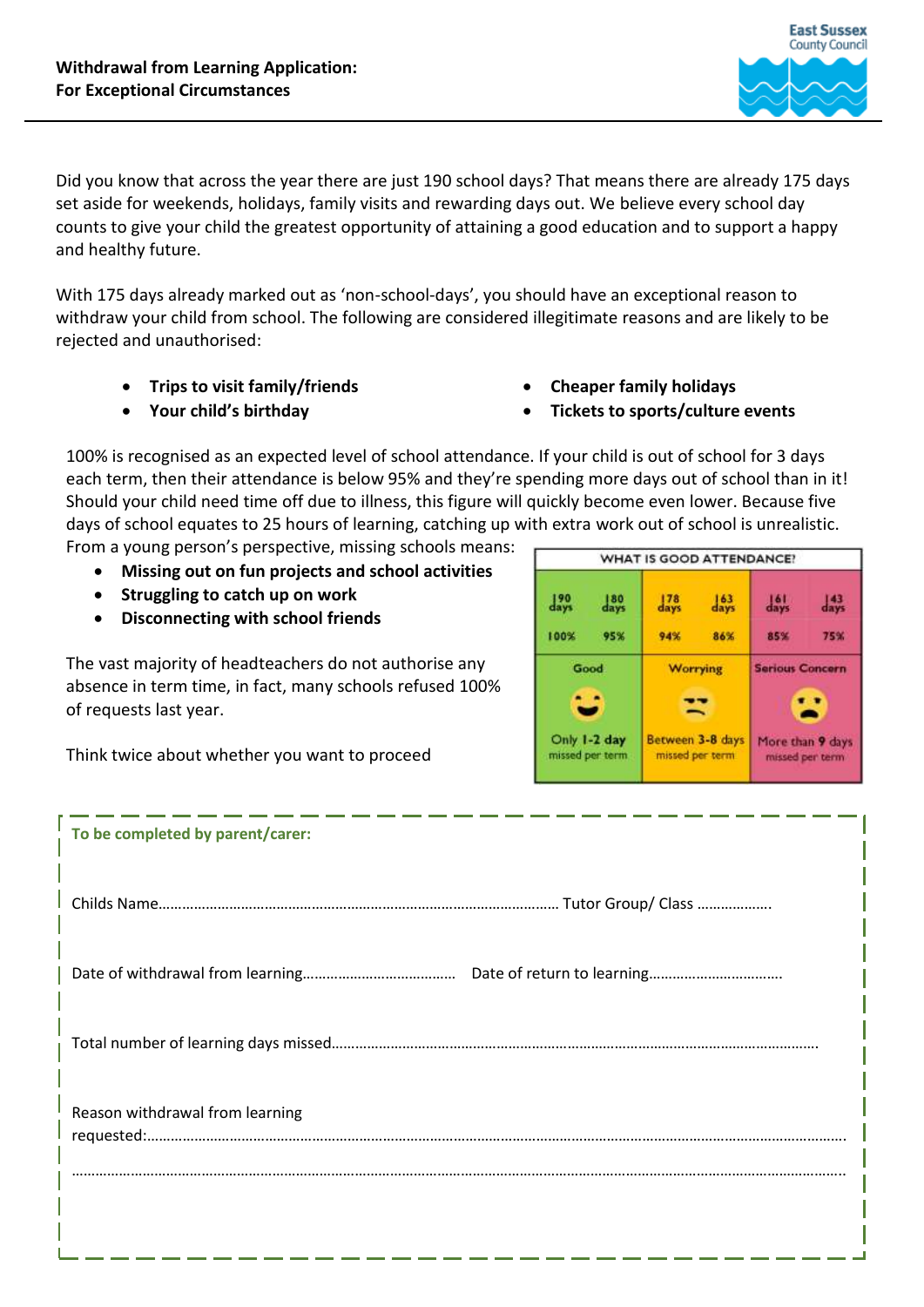**Withdrawal from Learning Application:**
**For Exceptional Circumstances**

East Sussex County Council

Did you know that across the year there are just 190 school days? That means there are already 175 days set aside for weekends, holidays, family visits and rewarding days out. We believe every school day counts to give your child the greatest opportunity of attaining a good education and to support a happy and healthy future.

With 175 days already marked out as 'non-school-days', you should have an exceptional reason to withdraw your child from school. The following are considered illegitimate reasons and are likely to be rejected and unauthorised:

- **Trips to visit family/friends**
- **Your child's birthday**
- **Cheaper family holidays**
- **Tickets to sports/culture events**

100% is recognised as an expected level of school attendance. If your child is out of school for 3 days each term, then their attendance is below 95% and they're spending more days out of school than in it! Should your child need time off due to illness, this figure will quickly become even lower. Because five days of school equates to 25 hours of learning, catching up with extra work out of school is unrealistic. From a young person's perspective, missing schools means:

- **Missing out on fun projects and school activities**
- **Struggling to catch up on work**
- **Disconnecting with school friends**

The vast majority of headteachers do not authorise any absence in term time, in fact, many schools refused 100% of requests last year.

Think twice about whether you want to proceed

| WHAT IS GOOD ATTENDANCE? | | | | | |
|---|---|---|---|---|---|
| 190 days | 180 days | 178 days | 163 days | 161 days | 143 days |
| 100% | 95% | 94% | 86% | 85% | 75% |
| Good | | Worrying | | Serious Concern | |
| Only 1-2 day missed per term | | Between 3-8 days missed per term | | More than 9 days missed per term | |

**To be completed by parent/carer:**

Childs Name………………………………………………………………………………………… Tutor Group/ Class ……………….

Date of withdrawal from learning………………………………… Date of return to learning…………………………….

Total number of learning days missed………………………………………………………………………………………………

Reason withdrawal from learning requested:………………………………………………………………………………………………………………………

………………………………………………………………………………………………………………………………………………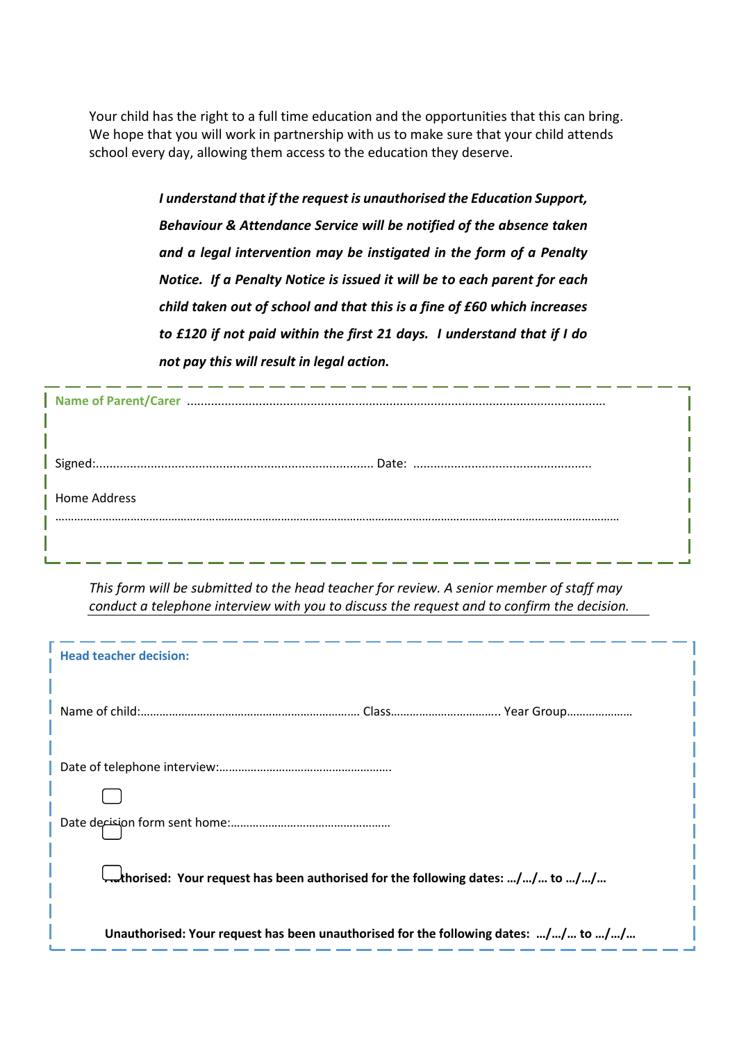Your child has the right to a full time education and the opportunities that this can bring. We hope that you will work in partnership with us to make sure that your child attends school every day, allowing them access to the education they deserve.

***I understand that if the request is unauthorised the Education Support, Behaviour & Attendance Service will be notified of the absence taken and a legal intervention may be instigated in the form of a Penalty Notice. If a Penalty Notice is issued it will be to each parent for each child taken out of school and that this is a fine of £60 which increases to £120 if not paid within the first 21 days. I understand that if I do not pay this will result in legal action.***

**Name of Parent/Carer** ..........................................................................................................................

Signed:................................................................................. Date: ....................................................

Home Address

..............................................................................................................................................................

*This form will be submitted to the head teacher for review. A senior member of staff may conduct a telephone interview with you to discuss the request and to confirm the decision.*

**Head teacher decision:**

Name of child:................................................................... Class................................. Year Group....................

Date of telephone interview:.....................................................

Date decision form sent home:.................................................

☐ **Authorised: Your request has been authorised for the following dates: …/…/… to …/…/…**

☐ **Unauthorised: Your request has been unauthorised for the following dates: …/…/… to …/…/…**